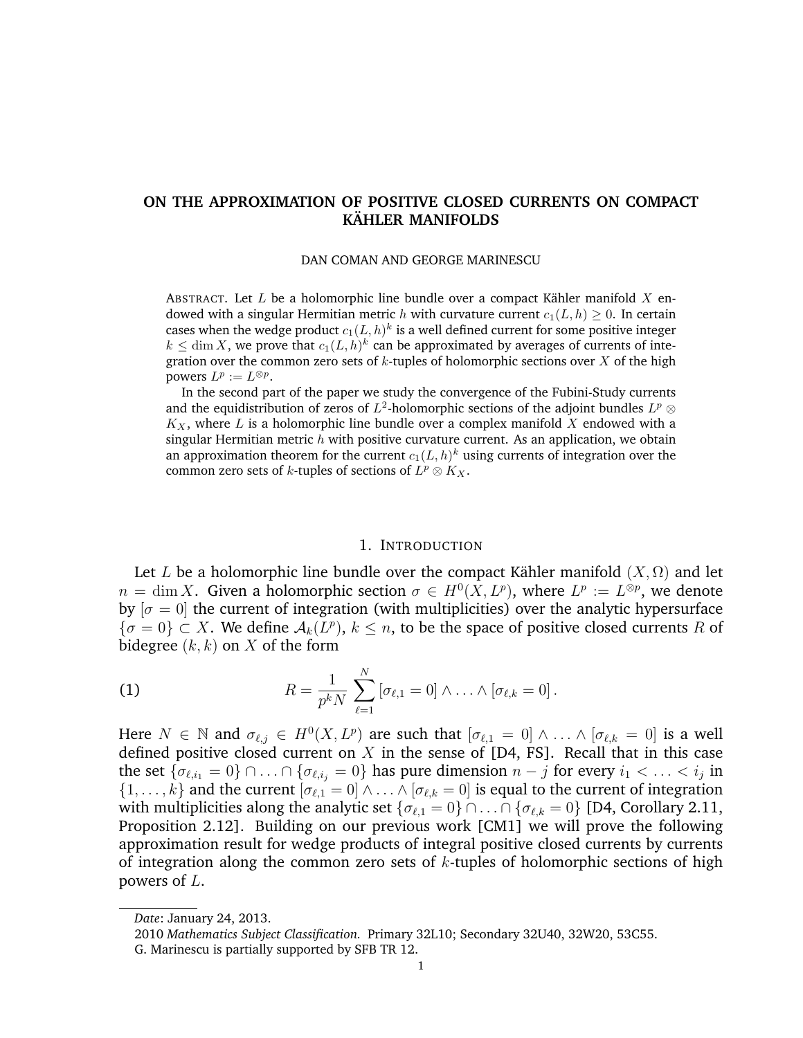# ON THE APPROXIMATION OF POSITIVE CLOSED CURRENTS ON COMPACT KÄHLER MANIFOLDS

DAN COMAN AND GEORGE MARINESCU

ABSTRACT. Let $L$ be a holomorphic line bundle over a compact Kähler manifold $X$ endowed with a singular Hermitian metric $h$ with curvature current $c_1(L,h) \geq 0$. In certain cases when the wedge product $c_1(L,h)^k$ is a well defined current for some positive integer $k \leq \dim X$, we prove that $c_1(L,h)^k$ can be approximated by averages of currents of integration over the common zero sets of $k$-tuples of holomorphic sections over $X$ of the high powers $L^p := L^{\otimes p}$.

In the second part of the paper we study the convergence of the Fubini-Study currents and the equidistribution of zeros of $L^2$-holomorphic sections of the adjoint bundles $L^p \otimes K_X$, where $L$ is a holomorphic line bundle over a complex manifold $X$ endowed with a singular Hermitian metric $h$ with positive curvature current. As an application, we obtain an approximation theorem for the current $c_1(L,h)^k$ using currents of integration over the common zero sets of $k$-tuples of sections of $L^p \otimes K_X$.

## 1. INTRODUCTION

Let $L$ be a holomorphic line bundle over the compact Kähler manifold $(X, \Omega)$ and let $n = \dim X$. Given a holomorphic section $\sigma \in H^0(X, L^p)$, where $L^p := L^{\otimes p}$, we denote by $[\sigma = 0]$ the current of integration (with multiplicities) over the analytic hypersurface $\{\sigma = 0\} \subset X$. We define $\mathcal{A}_k(L^p)$, $k \leq n$, to be the space of positive closed currents $R$ of bidegree $(k,k)$ on $X$ of the form

$$R = \frac{1}{p^k N} \sum_{\ell=1}^{N} [\sigma_{\ell,1} = 0] \wedge \ldots \wedge [\sigma_{\ell,k} = 0]. \tag{1}$$

Here $N \in \mathbb{N}$ and $\sigma_{\ell,j} \in H^0(X, L^p)$ are such that $[\sigma_{\ell,1} = 0] \wedge \ldots \wedge [\sigma_{\ell,k} = 0]$ is a well defined positive closed current on $X$ in the sense of [D4, FS]. Recall that in this case the set $\{\sigma_{\ell,i_1} = 0\} \cap \ldots \cap \{\sigma_{\ell,i_j} = 0\}$ has pure dimension $n - j$ for every $i_1 < \ldots < i_j$ in $\{1, \ldots, k\}$ and the current $[\sigma_{\ell,1} = 0] \wedge \ldots \wedge [\sigma_{\ell,k} = 0]$ is equal to the current of integration with multiplicities along the analytic set $\{\sigma_{\ell,1} = 0\} \cap \ldots \cap \{\sigma_{\ell,k} = 0\}$ [D4, Corollary 2.11, Proposition 2.12]. Building on our previous work [CM1] we will prove the following approximation result for wedge products of integral positive closed currents by currents of integration along the common zero sets of $k$-tuples of holomorphic sections of high powers of $L$.

---

*Date*: January 24, 2013.

2010 *Mathematics Subject Classification.* Primary 32L10; Secondary 32U40, 32W20, 53C55.

G. Marinescu is partially supported by SFB TR 12.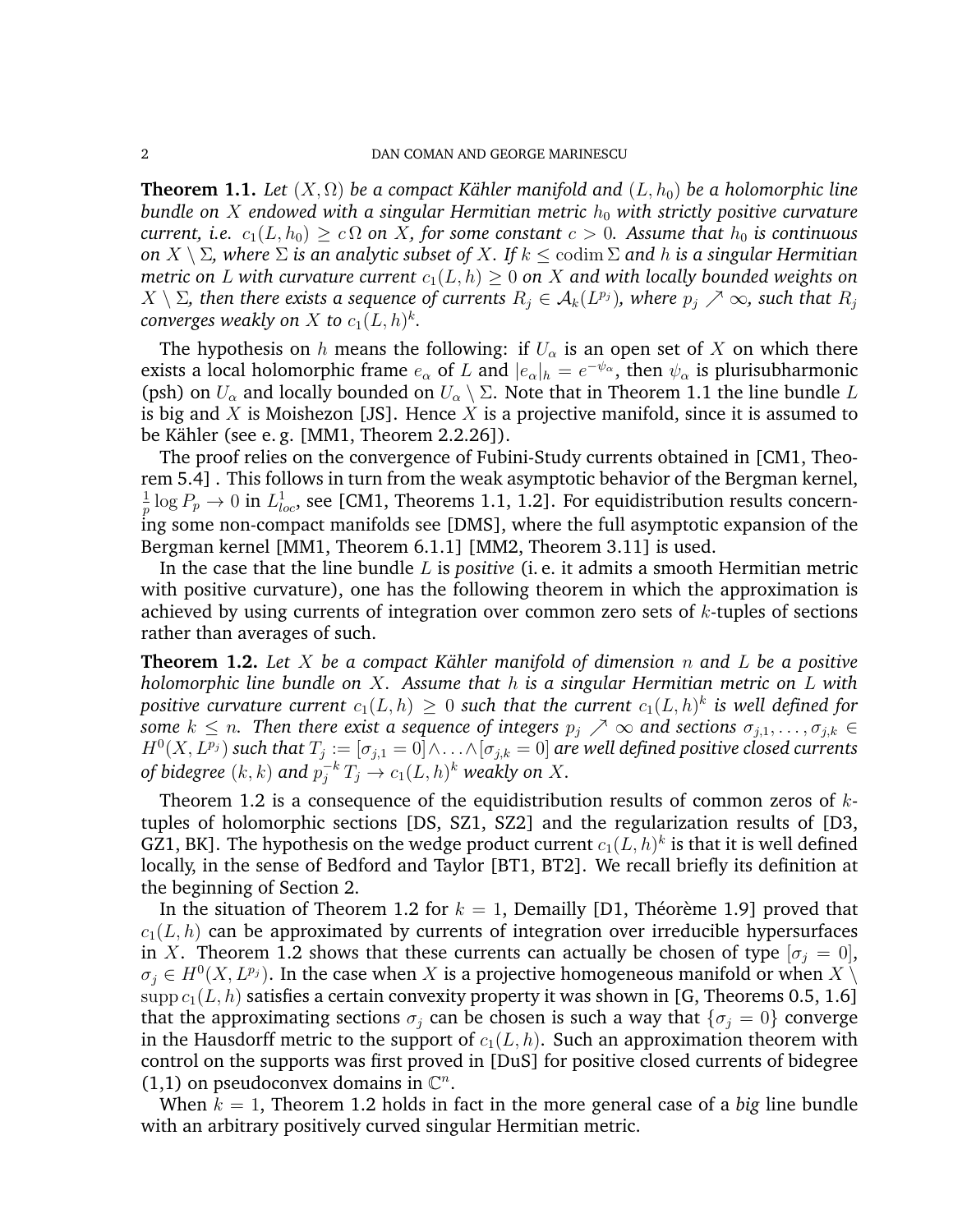**Theorem 1.1.** *Let $(X, \Omega)$ be a compact Kähler manifold and $(L, h_0)$ be a holomorphic line bundle on $X$ endowed with a singular Hermitian metric $h_0$ with strictly positive curvature current, i.e. $c_1(L, h_0) \geq c\,\Omega$ on $X$, for some constant $c > 0$. Assume that $h_0$ is continuous on $X \setminus \Sigma$, where $\Sigma$ is an analytic subset of $X$. If $k \leq \operatorname{codim} \Sigma$ and $h$ is a singular Hermitian metric on $L$ with curvature current $c_1(L, h) \geq 0$ on $X$ and with locally bounded weights on $X \setminus \Sigma$, then there exists a sequence of currents $R_j \in \mathcal{A}_k(L^{p_j})$, where $p_j \nearrow \infty$, such that $R_j$ converges weakly on $X$ to $c_1(L, h)^k$.*

The hypothesis on $h$ means the following: if $U_\alpha$ is an open set of $X$ on which there exists a local holomorphic frame $e_\alpha$ of $L$ and $|e_\alpha|_h = e^{-\psi_\alpha}$, then $\psi_\alpha$ is plurisubharmonic (psh) on $U_\alpha$ and locally bounded on $U_\alpha \setminus \Sigma$. Note that in Theorem 1.1 the line bundle $L$ is big and $X$ is Moishezon [JS]. Hence $X$ is a projective manifold, since it is assumed to be Kähler (see e. g. [MM1, Theorem 2.2.26]).

The proof relies on the convergence of Fubini-Study currents obtained in [CM1, Theorem 5.4] . This follows in turn from the weak asymptotic behavior of the Bergman kernel, $\frac{1}{p} \log P_p \to 0$ in $L^1_{loc}$, see [CM1, Theorems 1.1, 1.2]. For equidistribution results concerning some non-compact manifolds see [DMS], where the full asymptotic expansion of the Bergman kernel [MM1, Theorem 6.1.1] [MM2, Theorem 3.11] is used.

In the case that the line bundle $L$ is *positive* (i. e. it admits a smooth Hermitian metric with positive curvature), one has the following theorem in which the approximation is achieved by using currents of integration over common zero sets of $k$-tuples of sections rather than averages of such.

**Theorem 1.2.** *Let $X$ be a compact Kähler manifold of dimension $n$ and $L$ be a positive holomorphic line bundle on $X$. Assume that $h$ is a singular Hermitian metric on $L$ with positive curvature current $c_1(L, h) \geq 0$ such that the current $c_1(L, h)^k$ is well defined for some $k \leq n$. Then there exist a sequence of integers $p_j \nearrow \infty$ and sections $\sigma_{j,1}, \ldots, \sigma_{j,k} \in H^0(X, L^{p_j})$ such that $T_j := [\sigma_{j,1} = 0] \wedge \ldots \wedge [\sigma_{j,k} = 0]$ are well defined positive closed currents of bidegree $(k, k)$ and $p_j^{-k}\, T_j \to c_1(L, h)^k$ weakly on $X$.*

Theorem 1.2 is a consequence of the equidistribution results of common zeros of $k$-tuples of holomorphic sections [DS, SZ1, SZ2] and the regularization results of [D3, GZ1, BK]. The hypothesis on the wedge product current $c_1(L, h)^k$ is that it is well defined locally, in the sense of Bedford and Taylor [BT1, BT2]. We recall briefly its definition at the beginning of Section 2.

In the situation of Theorem 1.2 for $k = 1$, Demailly [D1, Théorème 1.9] proved that $c_1(L, h)$ can be approximated by currents of integration over irreducible hypersurfaces in $X$. Theorem 1.2 shows that these currents can actually be chosen of type $[\sigma_j = 0]$, $\sigma_j \in H^0(X, L^{p_j})$. In the case when $X$ is a projective homogeneous manifold or when $X \setminus \operatorname{supp} c_1(L, h)$ satisfies a certain convexity property it was shown in [G, Theorems 0.5, 1.6] that the approximating sections $\sigma_j$ can be chosen is such a way that $\{\sigma_j = 0\}$ converge in the Hausdorff metric to the support of $c_1(L, h)$. Such an approximation theorem with control on the supports was first proved in [DuS] for positive closed currents of bidegree (1,1) on pseudoconvex domains in $\mathbb{C}^n$.

When $k = 1$, Theorem 1.2 holds in fact in the more general case of a *big* line bundle with an arbitrary positively curved singular Hermitian metric.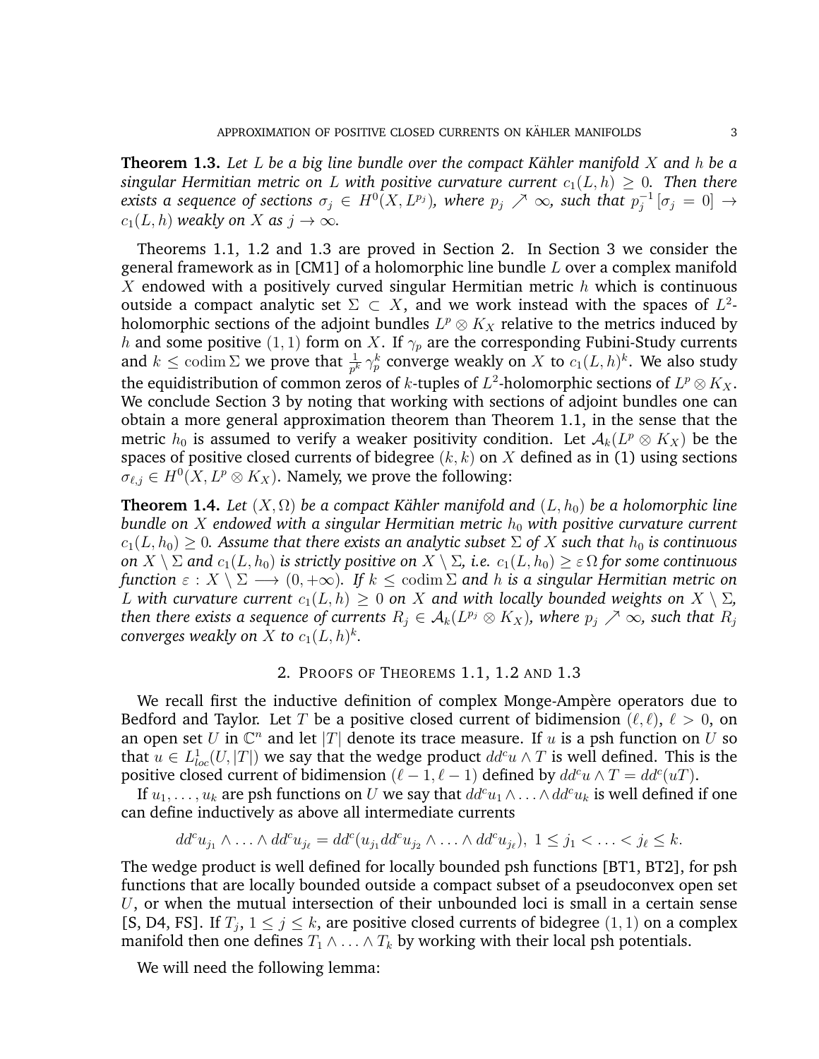**Theorem 1.3.** *Let $L$ be a big line bundle over the compact Kähler manifold $X$ and $h$ be a singular Hermitian metric on $L$ with positive curvature current $c_1(L,h) \geq 0$. Then there exists a sequence of sections $\sigma_j \in H^0(X, L^{p_j})$, where $p_j \nearrow \infty$, such that $p_j^{-1}\,[\sigma_j = 0] \to c_1(L,h)$ weakly on $X$ as $j \to \infty$.*

Theorems 1.1, 1.2 and 1.3 are proved in Section 2. In Section 3 we consider the general framework as in [CM1] of a holomorphic line bundle $L$ over a complex manifold $X$ endowed with a positively curved singular Hermitian metric $h$ which is continuous outside a compact analytic set $\Sigma \subset X$, and we work instead with the spaces of $L^2$-holomorphic sections of the adjoint bundles $L^p \otimes K_X$ relative to the metrics induced by $h$ and some positive $(1,1)$ form on $X$. If $\gamma_p$ are the corresponding Fubini-Study currents and $k \leq \operatorname{codim}\Sigma$ we prove that $\frac{1}{p^k}\,\gamma_p^k$ converge weakly on $X$ to $c_1(L,h)^k$. We also study the equidistribution of common zeros of $k$-tuples of $L^2$-holomorphic sections of $L^p \otimes K_X$. We conclude Section 3 by noting that working with sections of adjoint bundles one can obtain a more general approximation theorem than Theorem 1.1, in the sense that the metric $h_0$ is assumed to verify a weaker positivity condition. Let $\mathcal{A}_k(L^p \otimes K_X)$ be the spaces of positive closed currents of bidegree $(k,k)$ on $X$ defined as in (1) using sections $\sigma_{\ell,j} \in H^0(X, L^p \otimes K_X)$. Namely, we prove the following:

**Theorem 1.4.** *Let $(X,\Omega)$ be a compact Kähler manifold and $(L,h_0)$ be a holomorphic line bundle on $X$ endowed with a singular Hermitian metric $h_0$ with positive curvature current $c_1(L,h_0) \geq 0$. Assume that there exists an analytic subset $\Sigma$ of $X$ such that $h_0$ is continuous on $X \setminus \Sigma$ and $c_1(L,h_0)$ is strictly positive on $X \setminus \Sigma$, i.e. $c_1(L,h_0) \geq \varepsilon\,\Omega$ for some continuous function $\varepsilon : X \setminus \Sigma \longrightarrow (0,+\infty)$. If $k \leq \operatorname{codim}\Sigma$ and $h$ is a singular Hermitian metric on $L$ with curvature current $c_1(L,h) \geq 0$ on $X$ and with locally bounded weights on $X \setminus \Sigma$, then there exists a sequence of currents $R_j \in \mathcal{A}_k(L^{p_j} \otimes K_X)$, where $p_j \nearrow \infty$, such that $R_j$ converges weakly on $X$ to $c_1(L,h)^k$.*

## 2. Proofs of Theorems 1.1, 1.2 and 1.3

We recall first the inductive definition of complex Monge-Ampère operators due to Bedford and Taylor. Let $T$ be a positive closed current of bidimension $(\ell,\ell)$, $\ell > 0$, on an open set $U$ in $\mathbb{C}^n$ and let $|T|$ denote its trace measure. If $u$ is a psh function on $U$ so that $u \in L^1_{loc}(U,|T|)$ we say that the wedge product $dd^c u \wedge T$ is well defined. This is the positive closed current of bidimension $(\ell-1,\ell-1)$ defined by $dd^c u \wedge T = dd^c(uT)$.

If $u_1,\dots,u_k$ are psh functions on $U$ we say that $dd^c u_1 \wedge \ldots \wedge dd^c u_k$ is well defined if one can define inductively as above all intermediate currents

$$dd^c u_{j_1} \wedge \ldots \wedge dd^c u_{j_\ell} = dd^c(u_{j_1} dd^c u_{j_2} \wedge \ldots \wedge dd^c u_{j_\ell}),\ 1 \leq j_1 < \ldots < j_\ell \leq k.$$

The wedge product is well defined for locally bounded psh functions [BT1, BT2], for psh functions that are locally bounded outside a compact subset of a pseudoconvex open set $U$, or when the mutual intersection of their unbounded loci is small in a certain sense [S, D4, FS]. If $T_j$, $1 \leq j \leq k$, are positive closed currents of bidegree $(1,1)$ on a complex manifold then one defines $T_1 \wedge \ldots \wedge T_k$ by working with their local psh potentials.

We will need the following lemma: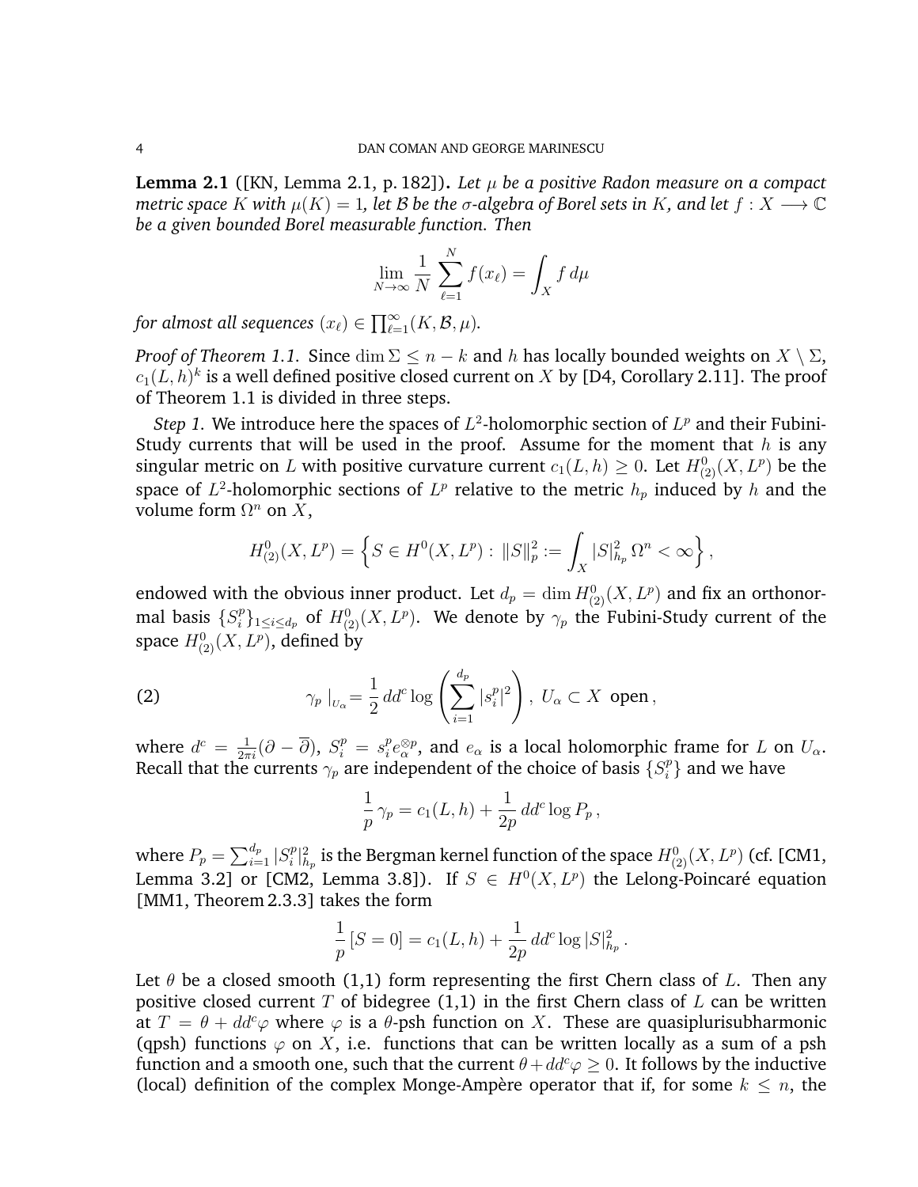**Lemma 2.1** ([KN, Lemma 2.1, p. 182])**.** *Let $\mu$ be a positive Radon measure on a compact metric space $K$ with $\mu(K) = 1$, let $\mathcal{B}$ be the $\sigma$-algebra of Borel sets in $K$, and let $f : X \longrightarrow \mathbb{C}$ be a given bounded Borel measurable function. Then*

$$\lim_{N\to\infty} \frac{1}{N} \sum_{\ell=1}^{N} f(x_\ell) = \int_X f \, d\mu$$

*for almost all sequences $(x_\ell) \in \prod_{\ell=1}^{\infty}(K, \mathcal{B}, \mu)$.*

*Proof of Theorem 1.1.* Since $\dim \Sigma \leq n - k$ and $h$ has locally bounded weights on $X \setminus \Sigma$, $c_1(L, h)^k$ is a well defined positive closed current on $X$ by [D4, Corollary 2.11]. The proof of Theorem 1.1 is divided in three steps.

*Step 1.* We introduce here the spaces of $L^2$-holomorphic section of $L^p$ and their Fubini-Study currents that will be used in the proof. Assume for the moment that $h$ is any singular metric on $L$ with positive curvature current $c_1(L, h) \geq 0$. Let $H^0_{(2)}(X, L^p)$ be the space of $L^2$-holomorphic sections of $L^p$ relative to the metric $h_p$ induced by $h$ and the volume form $\Omega^n$ on $X$,

$$H^0_{(2)}(X, L^p) = \left\{ S \in H^0(X, L^p) : \|S\|_p^2 := \int_X |S|^2_{h_p} \, \Omega^n < \infty \right\},$$

endowed with the obvious inner product. Let $d_p = \dim H^0_{(2)}(X, L^p)$ and fix an orthonormal basis $\{S^p_i\}_{1\leq i\leq d_p}$ of $H^0_{(2)}(X, L^p)$. We denote by $\gamma_p$ the Fubini-Study current of the space $H^0_{(2)}(X, L^p)$, defined by

$$\gamma_p \mid_{U_\alpha} = \frac{1}{2} \, dd^c \log \left( \sum_{i=1}^{d_p} |s^p_i|^2 \right), \; U_\alpha \subset X \; \text{ open}, \tag{2}$$

where $d^c = \frac{1}{2\pi i}(\partial - \overline{\partial})$, $S^p_i = s^p_i e^{\otimes p}_\alpha$, and $e_\alpha$ is a local holomorphic frame for $L$ on $U_\alpha$. Recall that the currents $\gamma_p$ are independent of the choice of basis $\{S^p_i\}$ and we have

$$\frac{1}{p} \, \gamma_p = c_1(L, h) + \frac{1}{2p} \, dd^c \log P_p \, ,$$

where $P_p = \sum_{i=1}^{d_p} |S^p_i|^2_{h_p}$ is the Bergman kernel function of the space $H^0_{(2)}(X, L^p)$ (cf. [CM1, Lemma 3.2] or [CM2, Lemma 3.8]). If $S \in H^0(X, L^p)$ the Lelong-Poincaré equation [MM1, Theorem 2.3.3] takes the form

$$\frac{1}{p} \, [S = 0] = c_1(L, h) + \frac{1}{2p} \, dd^c \log |S|^2_{h_p} \, .$$

Let $\theta$ be a closed smooth (1,1) form representing the first Chern class of $L$. Then any positive closed current $T$ of bidegree (1,1) in the first Chern class of $L$ can be written at $T = \theta + dd^c\varphi$ where $\varphi$ is a $\theta$-psh function on $X$. These are quasiplurisubharmonic (qpsh) functions $\varphi$ on $X$, i.e. functions that can be written locally as a sum of a psh function and a smooth one, such that the current $\theta + dd^c\varphi \geq 0$. It follows by the inductive (local) definition of the complex Monge-Ampère operator that if, for some $k \leq n$, the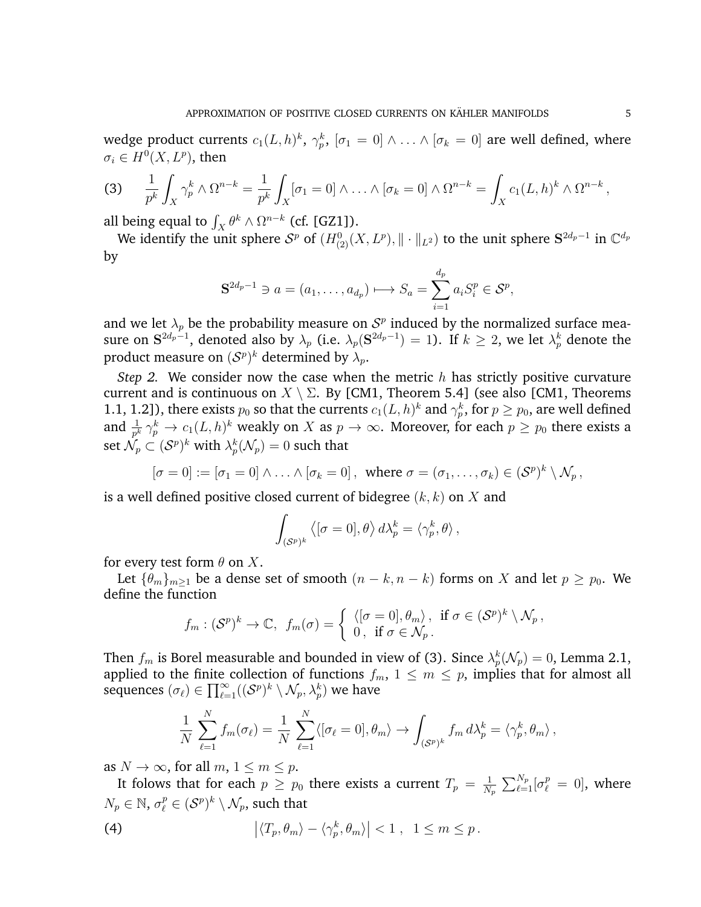wedge product currents $c_1(L,h)^k$, $\gamma_p^k$, $[\sigma_1 = 0] \wedge \ldots \wedge [\sigma_k = 0]$ are well defined, where $\sigma_i \in H^0(X, L^p)$, then

$$
(3) \qquad \frac{1}{p^k}\int_X \gamma_p^k \wedge \Omega^{n-k} = \frac{1}{p^k}\int_X [\sigma_1 = 0] \wedge \ldots \wedge [\sigma_k = 0] \wedge \Omega^{n-k} = \int_X c_1(L,h)^k \wedge \Omega^{n-k}\,,
$$

all being equal to $\int_X \theta^k \wedge \Omega^{n-k}$ (cf. [GZ1]).

We identify the unit sphere $\mathcal{S}^p$ of $(H^0_{(2)}(X,L^p), \|\cdot\|_{L^2})$ to the unit sphere $\mathbf{S}^{2d_p-1}$ in $\mathbb{C}^{d_p}$ by

$$
\mathbf{S}^{2d_p-1} \ni a = (a_1, \ldots, a_{d_p}) \longmapsto S_a = \sum_{i=1}^{d_p} a_i S_i^p \in \mathcal{S}^p,
$$

and we let $\lambda_p$ be the probability measure on $\mathcal{S}^p$ induced by the normalized surface measure on $\mathbf{S}^{2d_p-1}$, denoted also by $\lambda_p$ (i.e. $\lambda_p(\mathbf{S}^{2d_p-1}) = 1$). If $k \geq 2$, we let $\lambda_p^k$ denote the product measure on $(\mathcal{S}^p)^k$ determined by $\lambda_p$.

*Step 2.* We consider now the case when the metric $h$ has strictly positive curvature current and is continuous on $X \setminus \Sigma$. By [CM1, Theorem 5.4] (see also [CM1, Theorems 1.1, 1.2]), there exists $p_0$ so that the currents $c_1(L,h)^k$ and $\gamma_p^k$, for $p \geq p_0$, are well defined and $\frac{1}{p^k}\gamma_p^k \to c_1(L,h)^k$ weakly on $X$ as $p \to \infty$. Moreover, for each $p \geq p_0$ there exists a set $\mathcal{N}_p \subset (\mathcal{S}^p)^k$ with $\lambda_p^k(\mathcal{N}_p) = 0$ such that

$$
[\sigma = 0] := [\sigma_1 = 0] \wedge \ldots \wedge [\sigma_k = 0]\,, \text{ where } \sigma = (\sigma_1, \ldots, \sigma_k) \in (\mathcal{S}^p)^k \setminus \mathcal{N}_p\,,
$$

is a well defined positive closed current of bidegree $(k,k)$ on $X$ and

$$
\int_{(\mathcal{S}^p)^k} \big\langle [\sigma = 0], \theta \big\rangle \, d\lambda_p^k = \langle \gamma_p^k, \theta \rangle\,,
$$

for every test form $\theta$ on $X$.

Let $\{\theta_m\}_{m \geq 1}$ be a dense set of smooth $(n-k, n-k)$ forms on $X$ and let $p \geq p_0$. We define the function

$$
f_m : (\mathcal{S}^p)^k \to \mathbb{C}, \;\; f_m(\sigma) = \begin{cases} \langle [\sigma = 0], \theta_m \rangle\,, & \text{if } \sigma \in (\mathcal{S}^p)^k \setminus \mathcal{N}_p\,, \\ 0\,, & \text{if } \sigma \in \mathcal{N}_p\,. \end{cases}
$$

Then $f_m$ is Borel measurable and bounded in view of (3). Since $\lambda_p^k(\mathcal{N}_p) = 0$, Lemma 2.1, applied to the finite collection of functions $f_m$, $1 \leq m \leq p$, implies that for almost all sequences $(\sigma_\ell) \in \prod_{\ell=1}^\infty ((\mathcal{S}^p)^k \setminus \mathcal{N}_p, \lambda_p^k)$ we have

$$
\frac{1}{N}\sum_{\ell=1}^N f_m(\sigma_\ell) = \frac{1}{N}\sum_{\ell=1}^N \langle [\sigma_\ell = 0], \theta_m \rangle \to \int_{(\mathcal{S}^p)^k} f_m \, d\lambda_p^k = \langle \gamma_p^k, \theta_m \rangle\,,
$$

as $N \to \infty$, for all $m$, $1 \leq m \leq p$.

It folows that for each $p \geq p_0$ there exists a current $T_p = \frac{1}{N_p}\sum_{\ell=1}^{N_p} [\sigma_\ell^p = 0]$, where $N_p \in \mathbb{N}$, $\sigma_\ell^p \in (\mathcal{S}^p)^k \setminus \mathcal{N}_p$, such that

$$
(4) \qquad \big| \langle T_p, \theta_m \rangle - \langle \gamma_p^k, \theta_m \rangle \big| < 1\,, \;\; 1 \leq m \leq p\,.
$$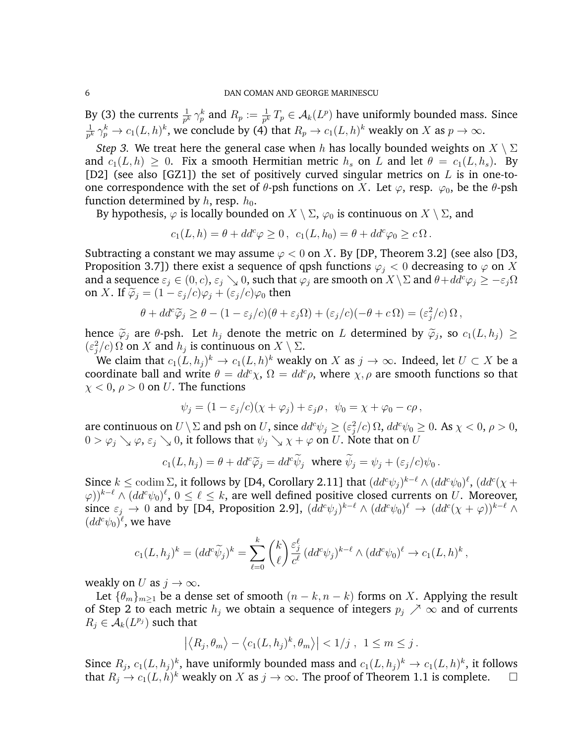By (3) the currents $\frac{1}{p^k}\,\gamma_p^k$ and $R_p := \frac{1}{p^k}\,T_p \in \mathcal{A}_k(L^p)$ have uniformly bounded mass. Since $\frac{1}{p^k}\,\gamma_p^k \to c_1(L,h)^k$, we conclude by (4) that $R_p \to c_1(L,h)^k$ weakly on $X$ as $p \to \infty$.

*Step 3.* We treat here the general case when $h$ has locally bounded weights on $X \setminus \Sigma$ and $c_1(L,h) \geq 0$. Fix a smooth Hermitian metric $h_s$ on $L$ and let $\theta = c_1(L,h_s)$. By [D2] (see also [GZ1]) the set of positively curved singular metrics on $L$ is in one-to-one correspondence with the set of $\theta$-psh functions on $X$. Let $\varphi$, resp. $\varphi_0$, be the $\theta$-psh function determined by $h$, resp. $h_0$.

By hypothesis, $\varphi$ is locally bounded on $X \setminus \Sigma$, $\varphi_0$ is continuous on $X \setminus \Sigma$, and

$$c_1(L,h) = \theta + dd^c\varphi \geq 0\,,\;\; c_1(L,h_0) = \theta + dd^c\varphi_0 \geq c\,\Omega\,.$$

Subtracting a constant we may assume $\varphi < 0$ on $X$. By [DP, Theorem 3.2] (see also [D3, Proposition 3.7]) there exist a sequence of qpsh functions $\varphi_j < 0$ decreasing to $\varphi$ on $X$ and a sequence $\varepsilon_j \in (0,c)$, $\varepsilon_j \searrow 0$, such that $\varphi_j$ are smooth on $X \setminus \Sigma$ and $\theta + dd^c\varphi_j \geq -\varepsilon_j\Omega$ on $X$. If $\widetilde{\varphi}_j = (1-\varepsilon_j/c)\varphi_j + (\varepsilon_j/c)\varphi_0$ then

$$\theta + dd^c\widetilde{\varphi}_j \geq \theta - (1-\varepsilon_j/c)(\theta+\varepsilon_j\Omega) + (\varepsilon_j/c)(-\theta + c\,\Omega) = (\varepsilon_j^2/c)\,\Omega\,,$$

hence $\widetilde{\varphi}_j$ are $\theta$-psh. Let $h_j$ denote the metric on $L$ determined by $\widetilde{\varphi}_j$, so $c_1(L,h_j) \geq (\varepsilon_j^2/c)\,\Omega$ on $X$ and $h_j$ is continuous on $X \setminus \Sigma$.

We claim that $c_1(L,h_j)^k \to c_1(L,h)^k$ weakly on $X$ as $j \to \infty$. Indeed, let $U \subset X$ be a coordinate ball and write $\theta = dd^c\chi$, $\Omega = dd^c\rho$, where $\chi, \rho$ are smooth functions so that $\chi < 0$, $\rho > 0$ on $U$. The functions

$$\psi_j = (1-\varepsilon_j/c)(\chi + \varphi_j) + \varepsilon_j\rho\,,\;\; \psi_0 = \chi + \varphi_0 - c\rho\,,$$

are continuous on $U \setminus \Sigma$ and psh on $U$, since $dd^c\psi_j \geq (\varepsilon_j^2/c)\,\Omega$, $dd^c\psi_0 \geq 0$. As $\chi < 0$, $\rho > 0$, $0 > \varphi_j \searrow \varphi$, $\varepsilon_j \searrow 0$, it follows that $\psi_j \searrow \chi + \varphi$ on $U$. Note that on $U$

$$c_1(L,h_j) = \theta + dd^c\widetilde{\varphi}_j = dd^c\widetilde{\psi}_j \;\text{ where } \widetilde{\psi}_j = \psi_j + (\varepsilon_j/c)\psi_0\,.$$

Since $k \leq \operatorname{codim}\Sigma$, it follows by [D4, Corollary 2.11] that $(dd^c\psi_j)^{k-\ell} \wedge (dd^c\psi_0)^\ell$, $(dd^c(\chi+\varphi))^{k-\ell} \wedge (dd^c\psi_0)^\ell$, $0 \leq \ell \leq k$, are well defined positive closed currents on $U$. Moreover, since $\varepsilon_j \to 0$ and by [D4, Proposition 2.9], $(dd^c\psi_j)^{k-\ell} \wedge (dd^c\psi_0)^\ell \to (dd^c(\chi+\varphi))^{k-\ell} \wedge (dd^c\psi_0)^\ell$, we have

$$c_1(L,h_j)^k = (dd^c\widetilde{\psi}_j)^k = \sum_{\ell=0}^{k} \binom{k}{\ell} \frac{\varepsilon_j^\ell}{c^\ell}\,(dd^c\psi_j)^{k-\ell} \wedge (dd^c\psi_0)^\ell \to c_1(L,h)^k\,,$$

weakly on $U$ as $j \to \infty$.

Let $\{\theta_m\}_{m\geq 1}$ be a dense set of smooth $(n-k,n-k)$ forms on $X$. Applying the result of Step 2 to each metric $h_j$ we obtain a sequence of integers $p_j \nearrow \infty$ and of currents $R_j \in \mathcal{A}_k(L^{p_j})$ such that

$$\big|\big\langle R_j, \theta_m\big\rangle - \big\langle c_1(L,h_j)^k, \theta_m\big\rangle\big| < 1/j\;,\;\; 1 \leq m \leq j\,.$$

Since $R_j$, $c_1(L,h_j)^k$, have uniformly bounded mass and $c_1(L,h_j)^k \to c_1(L,h)^k$, it follows that $R_j \to c_1(L,h)^k$ weakly on $X$ as $j \to \infty$. The proof of Theorem 1.1 is complete. $\square$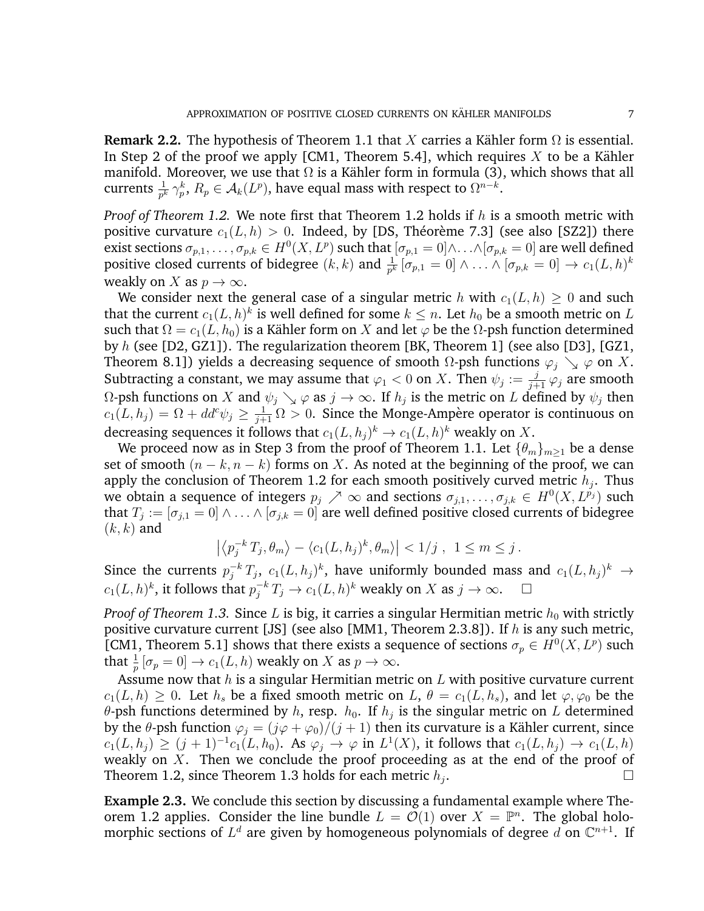**Remark 2.2.** The hypothesis of Theorem 1.1 that $X$ carries a Kähler form $\Omega$ is essential. In Step 2 of the proof we apply [CM1, Theorem 5.4], which requires $X$ to be a Kähler manifold. Moreover, we use that $\Omega$ is a Kähler form in formula (3), which shows that all currents $\frac{1}{p^k}\gamma_p^k$, $R_p \in \mathcal{A}_k(L^p)$, have equal mass with respect to $\Omega^{n-k}$.

*Proof of Theorem 1.2.* We note first that Theorem 1.2 holds if $h$ is a smooth metric with positive curvature $c_1(L,h) > 0$. Indeed, by [DS, Théorème 7.3] (see also [SZ2]) there exist sections $\sigma_{p,1},\dots,\sigma_{p,k} \in H^0(X,L^p)$ such that $[\sigma_{p,1}=0]\wedge\ldots\wedge[\sigma_{p,k}=0]$ are well defined positive closed currents of bidegree $(k,k)$ and $\frac{1}{p^k}[\sigma_{p,1}=0]\wedge\ldots\wedge[\sigma_{p,k}=0] \to c_1(L,h)^k$ weakly on $X$ as $p\to\infty$.

We consider next the general case of a singular metric $h$ with $c_1(L,h)\geq 0$ and such that the current $c_1(L,h)^k$ is well defined for some $k\leq n$. Let $h_0$ be a smooth metric on $L$ such that $\Omega = c_1(L,h_0)$ is a Kähler form on $X$ and let $\varphi$ be the $\Omega$-psh function determined by $h$ (see [D2, GZ1]). The regularization theorem [BK, Theorem 1] (see also [D3], [GZ1, Theorem 8.1]) yields a decreasing sequence of smooth $\Omega$-psh functions $\varphi_j \searrow \varphi$ on $X$. Subtracting a constant, we may assume that $\varphi_1 < 0$ on $X$. Then $\psi_j := \frac{j}{j+1}\varphi_j$ are smooth $\Omega$-psh functions on $X$ and $\psi_j \searrow \varphi$ as $j\to\infty$. If $h_j$ is the metric on $L$ defined by $\psi_j$ then $c_1(L,h_j) = \Omega + dd^c\psi_j \geq \frac{1}{j+1}\Omega > 0$. Since the Monge-Ampère operator is continuous on decreasing sequences it follows that $c_1(L,h_j)^k \to c_1(L,h)^k$ weakly on $X$.

We proceed now as in Step 3 from the proof of Theorem 1.1. Let $\{\theta_m\}_{m\geq 1}$ be a dense set of smooth $(n-k,n-k)$ forms on $X$. As noted at the beginning of the proof, we can apply the conclusion of Theorem 1.2 for each smooth positively curved metric $h_j$. Thus we obtain a sequence of integers $p_j \nearrow \infty$ and sections $\sigma_{j,1},\dots,\sigma_{j,k}\in H^0(X,L^{p_j})$ such that $T_j := [\sigma_{j,1}=0]\wedge\ldots\wedge[\sigma_{j,k}=0]$ are well defined positive closed currents of bidegree $(k,k)$ and

$$\left|\langle p_j^{-k}\,T_j,\theta_m\rangle - \langle c_1(L,h_j)^k,\theta_m\rangle\right| < 1/j\ ,\ \ 1\leq m\leq j\,.$$

Since the currents $p_j^{-k}\,T_j$, $c_1(L,h_j)^k$, have uniformly bounded mass and $c_1(L,h_j)^k \to c_1(L,h)^k$, it follows that $p_j^{-k}\,T_j \to c_1(L,h)^k$ weakly on $X$ as $j\to\infty$. $\square$

*Proof of Theorem 1.3.* Since $L$ is big, it carries a singular Hermitian metric $h_0$ with strictly positive curvature current [JS] (see also [MM1, Theorem 2.3.8]). If $h$ is any such metric, [CM1, Theorem 5.1] shows that there exists a sequence of sections $\sigma_p \in H^0(X,L^p)$ such that $\frac{1}{p}[\sigma_p = 0]\to c_1(L,h)$ weakly on $X$ as $p\to\infty$.

Assume now that $h$ is a singular Hermitian metric on $L$ with positive curvature current $c_1(L,h)\geq 0$. Let $h_s$ be a fixed smooth metric on $L$, $\theta = c_1(L,h_s)$, and let $\varphi,\varphi_0$ be the $\theta$-psh functions determined by $h$, resp. $h_0$. If $h_j$ is the singular metric on $L$ determined by the $\theta$-psh function $\varphi_j = (j\varphi+\varphi_0)/(j+1)$ then its curvature is a Kähler current, since $c_1(L,h_j)\geq (j+1)^{-1}c_1(L,h_0)$. As $\varphi_j\to\varphi$ in $L^1(X)$, it follows that $c_1(L,h_j)\to c_1(L,h)$ weakly on $X$. Then we conclude the proof proceeding as at the end of the proof of Theorem 1.2, since Theorem 1.3 holds for each metric $h_j$. $\square$

**Example 2.3.** We conclude this section by discussing a fundamental example where Theorem 1.2 applies. Consider the line bundle $L = \mathcal{O}(1)$ over $X = \mathbb{P}^n$. The global holomorphic sections of $L^d$ are given by homogeneous polynomials of degree $d$ on $\mathbb{C}^{n+1}$. If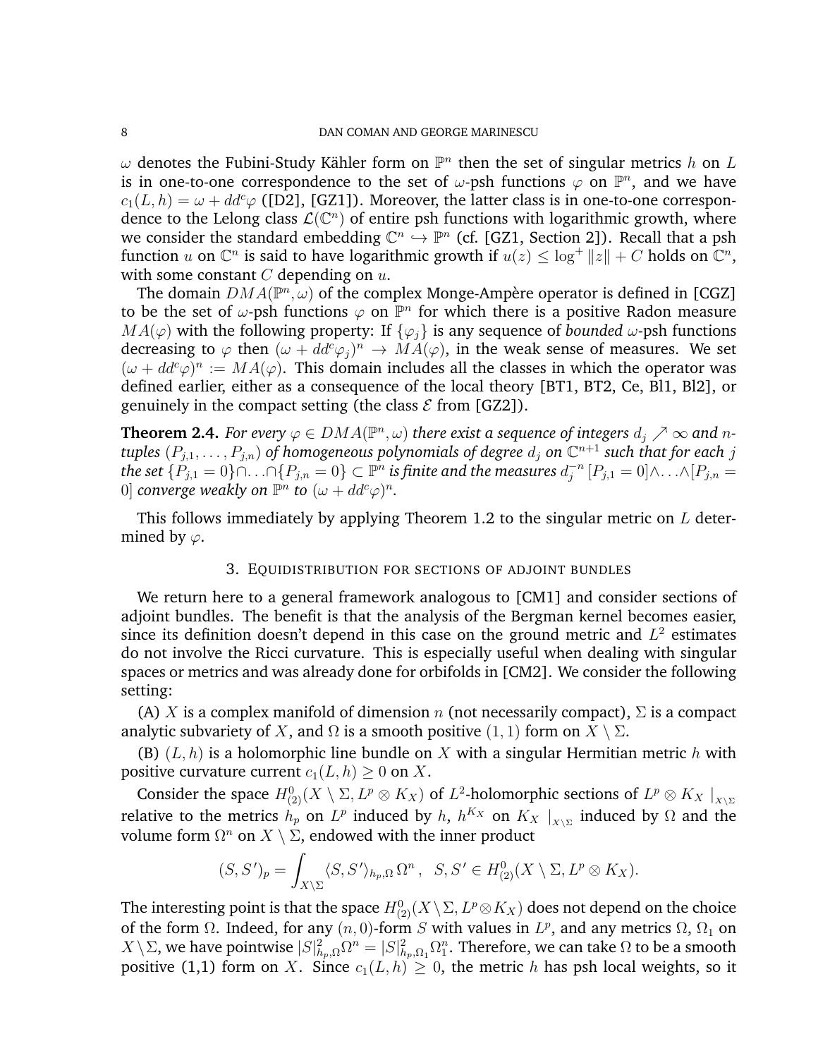$\omega$ denotes the Fubini-Study Kähler form on $\mathbb{P}^n$ then the set of singular metrics $h$ on $L$ is in one-to-one correspondence to the set of $\omega$-psh functions $\varphi$ on $\mathbb{P}^n$, and we have $c_1(L,h) = \omega + dd^c\varphi$ ([D2], [GZ1]). Moreover, the latter class is in one-to-one correspondence to the Lelong class $\mathcal{L}(\mathbb{C}^n)$ of entire psh functions with logarithmic growth, where we consider the standard embedding $\mathbb{C}^n \hookrightarrow \mathbb{P}^n$ (cf. [GZ1, Section 2]). Recall that a psh function $u$ on $\mathbb{C}^n$ is said to have logarithmic growth if $u(z) \leq \log^+ \|z\| + C$ holds on $\mathbb{C}^n$, with some constant $C$ depending on $u$.

The domain $DMA(\mathbb{P}^n, \omega)$ of the complex Monge-Ampère operator is defined in [CGZ] to be the set of $\omega$-psh functions $\varphi$ on $\mathbb{P}^n$ for which there is a positive Radon measure $MA(\varphi)$ with the following property: If $\{\varphi_j\}$ is any sequence of *bounded* $\omega$-psh functions decreasing to $\varphi$ then $(\omega + dd^c\varphi_j)^n \to MA(\varphi)$, in the weak sense of measures. We set $(\omega + dd^c\varphi)^n := MA(\varphi)$. This domain includes all the classes in which the operator was defined earlier, either as a consequence of the local theory [BT1, BT2, Ce, Bl1, Bl2], or genuinely in the compact setting (the class $\mathcal{E}$ from [GZ2]).

**Theorem 2.4.** *For every $\varphi \in DMA(\mathbb{P}^n, \omega)$ there exist a sequence of integers $d_j \nearrow \infty$ and $n$-tuples $(P_{j,1}, \dots, P_{j,n})$ of homogeneous polynomials of degree $d_j$ on $\mathbb{C}^{n+1}$ such that for each $j$ the set $\{P_{j,1} = 0\} \cap \ldots \cap \{P_{j,n} = 0\} \subset \mathbb{P}^n$ is finite and the measures $d_j^{-n}\,[P_{j,1} = 0] \wedge \ldots \wedge [P_{j,n} = 0]$ converge weakly on $\mathbb{P}^n$ to $(\omega + dd^c\varphi)^n$.*

This follows immediately by applying Theorem 1.2 to the singular metric on $L$ determined by $\varphi$.

## 3. Equidistribution for sections of adjoint bundles

We return here to a general framework analogous to [CM1] and consider sections of adjoint bundles. The benefit is that the analysis of the Bergman kernel becomes easier, since its definition doesn't depend in this case on the ground metric and $L^2$ estimates do not involve the Ricci curvature. This is especially useful when dealing with singular spaces or metrics and was already done for orbifolds in [CM2]. We consider the following setting:

(A) $X$ is a complex manifold of dimension $n$ (not necessarily compact), $\Sigma$ is a compact analytic subvariety of $X$, and $\Omega$ is a smooth positive $(1,1)$ form on $X \setminus \Sigma$.

(B) $(L,h)$ is a holomorphic line bundle on $X$ with a singular Hermitian metric $h$ with positive curvature current $c_1(L,h) \geq 0$ on $X$.

Consider the space $H^0_{(2)}(X \setminus \Sigma, L^p \otimes K_X)$ of $L^2$-holomorphic sections of $L^p \otimes K_X \mid_{X\setminus\Sigma}$ relative to the metrics $h_p$ on $L^p$ induced by $h$, $h^{K_X}$ on $K_X \mid_{X\setminus\Sigma}$ induced by $\Omega$ and the volume form $\Omega^n$ on $X \setminus \Sigma$, endowed with the inner product

$$(S, S')_p = \int_{X\setminus\Sigma} \langle S, S' \rangle_{h_p,\Omega}\, \Omega^n\,, \quad S, S' \in H^0_{(2)}(X \setminus \Sigma, L^p \otimes K_X).$$

The interesting point is that the space $H^0_{(2)}(X \setminus \Sigma, L^p \otimes K_X)$ does not depend on the choice of the form $\Omega$. Indeed, for any $(n,0)$-form $S$ with values in $L^p$, and any metrics $\Omega$, $\Omega_1$ on $X \setminus \Sigma$, we have pointwise $|S|^2_{h_p,\Omega}\Omega^n = |S|^2_{h_p,\Omega_1}\Omega_1^n$. Therefore, we can take $\Omega$ to be a smooth positive (1,1) form on $X$. Since $c_1(L,h) \geq 0$, the metric $h$ has psh local weights, so it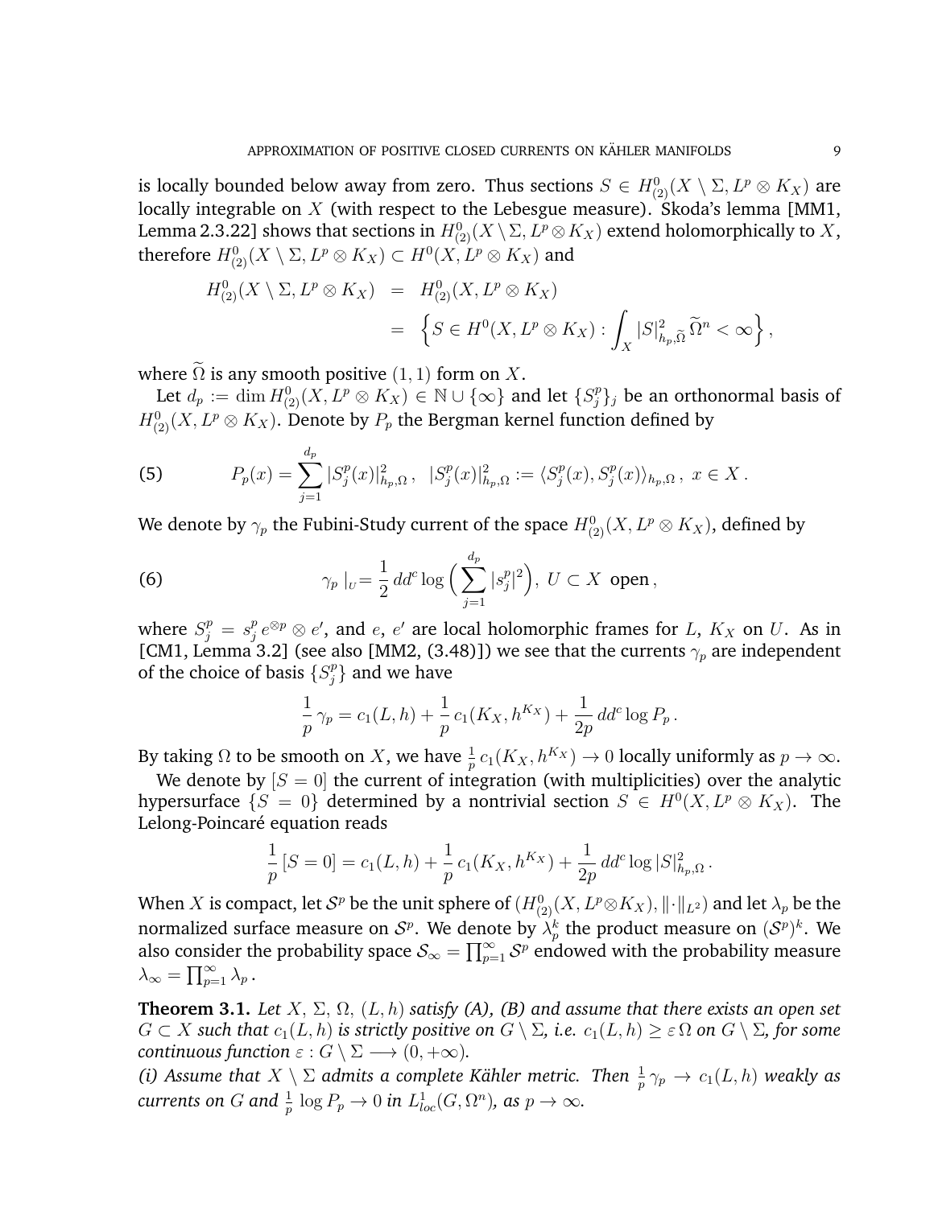is locally bounded below away from zero. Thus sections $S \in H^0_{(2)}(X \setminus \Sigma, L^p \otimes K_X)$ are locally integrable on $X$ (with respect to the Lebesgue measure). Skoda's lemma [MM1, Lemma 2.3.22] shows that sections in $H^0_{(2)}(X \setminus \Sigma, L^p \otimes K_X)$ extend holomorphically to $X$, therefore $H^0_{(2)}(X \setminus \Sigma, L^p \otimes K_X) \subset H^0(X, L^p \otimes K_X)$ and

$$
\begin{aligned}
H^0_{(2)}(X \setminus \Sigma, L^p \otimes K_X) &= H^0_{(2)}(X, L^p \otimes K_X) \\
&= \Big\{ S \in H^0(X, L^p \otimes K_X) : \int_X |S|^2_{h_p, \widetilde{\Omega}} \, \widetilde{\Omega}^n < \infty \Big\},
\end{aligned}
$$

where $\widetilde{\Omega}$ is any smooth positive $(1,1)$ form on $X$.

Let $d_p := \dim H^0_{(2)}(X, L^p \otimes K_X) \in \mathbb{N} \cup \{\infty\}$ and let $\{S^p_j\}_j$ be an orthonormal basis of $H^0_{(2)}(X, L^p \otimes K_X)$. Denote by $P_p$ the Bergman kernel function defined by

$$
P_p(x) = \sum_{j=1}^{d_p} |S^p_j(x)|^2_{h_p,\Omega} \,, \quad |S^p_j(x)|^2_{h_p,\Omega} := \langle S^p_j(x), S^p_j(x) \rangle_{h_p,\Omega} \,, \; x \in X \,. \tag{5}
$$

We denote by $\gamma_p$ the Fubini-Study current of the space $H^0_{(2)}(X, L^p \otimes K_X)$, defined by

$$
\gamma_p \mid_U = \frac{1}{2} \, dd^c \log \Big( \sum_{j=1}^{d_p} |s^p_j|^2 \Big), \; U \subset X \; \text{ open} \,, \tag{6}
$$

where $S^p_j = s^p_j \, e^{\otimes p} \otimes e'$, and $e$, $e'$ are local holomorphic frames for $L$, $K_X$ on $U$. As in [CM1, Lemma 3.2] (see also [MM2, (3.48)]) we see that the currents $\gamma_p$ are independent of the choice of basis $\{S^p_j\}$ and we have

$$
\frac{1}{p} \, \gamma_p = c_1(L, h) + \frac{1}{p} \, c_1(K_X, h^{K_X}) + \frac{1}{2p} \, dd^c \log P_p \,.
$$

By taking $\Omega$ to be smooth on $X$, we have $\frac{1}{p} \, c_1(K_X, h^{K_X}) \to 0$ locally uniformly as $p \to \infty$.

We denote by $[S = 0]$ the current of integration (with multiplicities) over the analytic hypersurface $\{S = 0\}$ determined by a nontrivial section $S \in H^0(X, L^p \otimes K_X)$. The Lelong-Poincaré equation reads

$$
\frac{1}{p} \, [S = 0] = c_1(L, h) + \frac{1}{p} \, c_1(K_X, h^{K_X}) + \frac{1}{2p} \, dd^c \log |S|^2_{h_p,\Omega} \,.
$$

When $X$ is compact, let $\mathcal{S}^p$ be the unit sphere of $(H^0_{(2)}(X, L^p \otimes K_X), \| \cdot \|_{L^2})$ and let $\lambda_p$ be the normalized surface measure on $\mathcal{S}^p$. We denote by $\lambda^k_p$ the product measure on $(\mathcal{S}^p)^k$. We also consider the probability space $\mathcal{S}_\infty = \prod_{p=1}^\infty \mathcal{S}^p$ endowed with the probability measure $\lambda_\infty = \prod_{p=1}^\infty \lambda_p$.

**Theorem 3.1.** *Let $X$, $\Sigma$, $\Omega$, $(L, h)$ satisfy (A), (B) and assume that there exists an open set $G \subset X$ such that $c_1(L, h)$ is strictly positive on $G \setminus \Sigma$, i.e. $c_1(L, h) \geq \varepsilon \, \Omega$ on $G \setminus \Sigma$, for some continuous function $\varepsilon : G \setminus \Sigma \longrightarrow (0, +\infty)$.*

*(i) Assume that $X \setminus \Sigma$ admits a complete Kähler metric. Then $\frac{1}{p} \, \gamma_p \to c_1(L, h)$ weakly as currents on $G$ and $\frac{1}{p} \log P_p \to 0$ in $L^1_{loc}(G, \Omega^n)$, as $p \to \infty$.*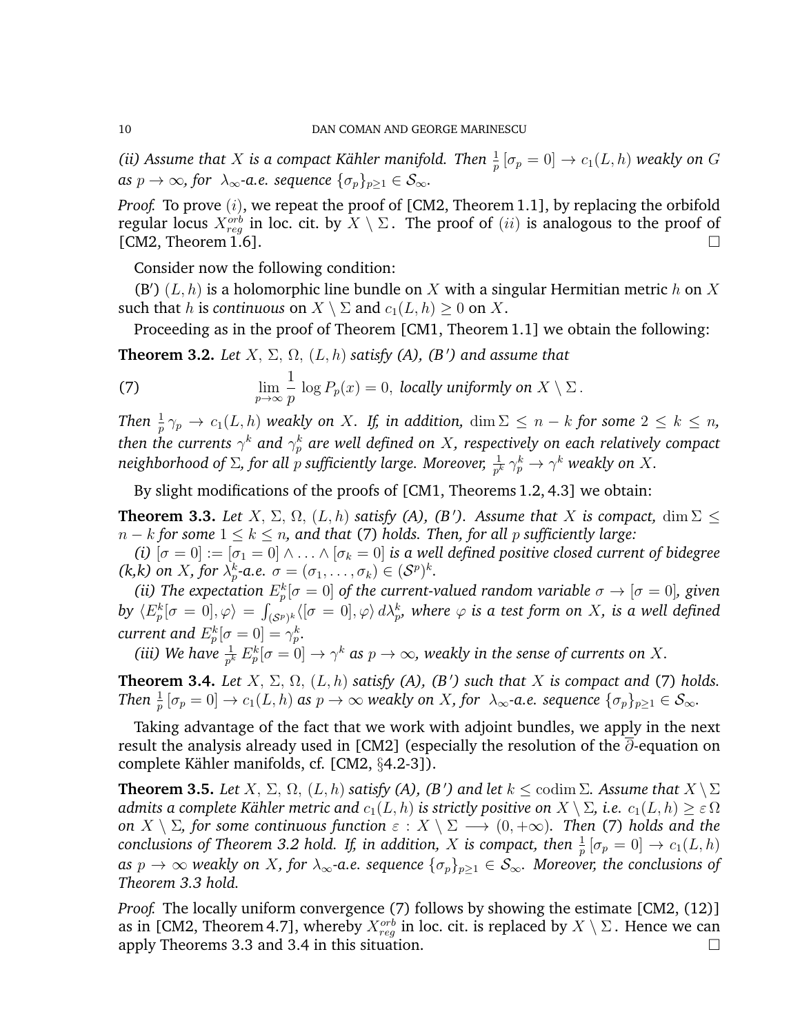*(ii) Assume that $X$ is a compact Kähler manifold. Then $\frac{1}{p}[\sigma_p = 0] \to c_1(L,h)$ weakly on $G$ as $p \to \infty$, for $\lambda_\infty$-a.e. sequence $\{\sigma_p\}_{p\geq 1} \in \mathcal{S}_\infty$.*

*Proof.* To prove $(i)$, we repeat the proof of [CM2, Theorem 1.1], by replacing the orbifold regular locus $X^{orb}_{reg}$ in loc. cit. by $X \setminus \Sigma$. The proof of $(ii)$ is analogous to the proof of [CM2, Theorem 1.6]. □

Consider now the following condition:

(B′) $(L,h)$ is a holomorphic line bundle on $X$ with a singular Hermitian metric $h$ on $X$ such that $h$ is *continuous* on $X \setminus \Sigma$ and $c_1(L,h) \geq 0$ on $X$.

Proceeding as in the proof of Theorem [CM1, Theorem 1.1] we obtain the following:

**Theorem 3.2.** *Let $X$, $\Sigma$, $\Omega$, $(L,h)$ satisfy (A), (B′) and assume that*

$$\lim_{p\to\infty} \frac{1}{p} \log P_p(x) = 0, \text{ locally uniformly on } X \setminus \Sigma. \tag{7}$$

*Then $\frac{1}{p}\gamma_p \to c_1(L,h)$ weakly on $X$. If, in addition, $\dim \Sigma \leq n-k$ for some $2 \leq k \leq n$, then the currents $\gamma^k$ and $\gamma_p^k$ are well defined on $X$, respectively on each relatively compact neighborhood of $\Sigma$, for all $p$ sufficiently large. Moreover, $\frac{1}{p^k}\gamma_p^k \to \gamma^k$ weakly on $X$.*

By slight modifications of the proofs of [CM1, Theorems 1.2, 4.3] we obtain:

**Theorem 3.3.** *Let $X$, $\Sigma$, $\Omega$, $(L,h)$ satisfy (A), (B′). Assume that $X$ is compact, $\dim \Sigma \leq n-k$ for some $1 \leq k \leq n$, and that (7) holds. Then, for all $p$ sufficiently large:*

*(i) $[\sigma = 0] := [\sigma_1 = 0] \wedge \ldots \wedge [\sigma_k = 0]$ is a well defined positive closed current of bidegree (k,k) on $X$, for $\lambda_p^k$-a.e. $\sigma = (\sigma_1, \ldots, \sigma_k) \in (\mathcal{S}^p)^k$.*

*(ii) The expectation $E_p^k[\sigma = 0]$ of the current-valued random variable $\sigma \to [\sigma = 0]$, given by $\langle E_p^k[\sigma = 0], \varphi\rangle = \int_{(\mathcal{S}^p)^k} \langle [\sigma = 0], \varphi\rangle \, d\lambda_p^k$, where $\varphi$ is a test form on $X$, is a well defined current and $E_p^k[\sigma = 0] = \gamma_p^k$.*

*(iii) We have $\frac{1}{p^k} E_p^k[\sigma = 0] \to \gamma^k$ as $p \to \infty$, weakly in the sense of currents on $X$.*

**Theorem 3.4.** *Let $X$, $\Sigma$, $\Omega$, $(L,h)$ satisfy (A), (B′) such that $X$ is compact and (7) holds. Then $\frac{1}{p}[\sigma_p = 0] \to c_1(L,h)$ as $p \to \infty$ weakly on $X$, for $\lambda_\infty$-a.e. sequence $\{\sigma_p\}_{p\geq 1} \in \mathcal{S}_\infty$.*

Taking advantage of the fact that we work with adjoint bundles, we apply in the next result the analysis already used in [CM2] (especially the resolution of the $\overline{\partial}$-equation on complete Kähler manifolds, cf. [CM2, §4.2-3]).

**Theorem 3.5.** *Let $X$, $\Sigma$, $\Omega$, $(L,h)$ satisfy (A), (B′) and let $k \leq \operatorname{codim} \Sigma$. Assume that $X \setminus \Sigma$ admits a complete Kähler metric and $c_1(L,h)$ is strictly positive on $X \setminus \Sigma$, i.e. $c_1(L,h) \geq \varepsilon\,\Omega$ on $X \setminus \Sigma$, for some continuous function $\varepsilon : X \setminus \Sigma \longrightarrow (0, +\infty)$. Then (7) holds and the conclusions of Theorem 3.2 hold. If, in addition, $X$ is compact, then $\frac{1}{p}[\sigma_p = 0] \to c_1(L,h)$ as $p \to \infty$ weakly on $X$, for $\lambda_\infty$-a.e. sequence $\{\sigma_p\}_{p\geq 1} \in \mathcal{S}_\infty$. Moreover, the conclusions of Theorem 3.3 hold.*

*Proof.* The locally uniform convergence (7) follows by showing the estimate [CM2, (12)] as in [CM2, Theorem 4.7], whereby $X^{orb}_{reg}$ in loc. cit. is replaced by $X \setminus \Sigma$. Hence we can apply Theorems 3.3 and 3.4 in this situation. □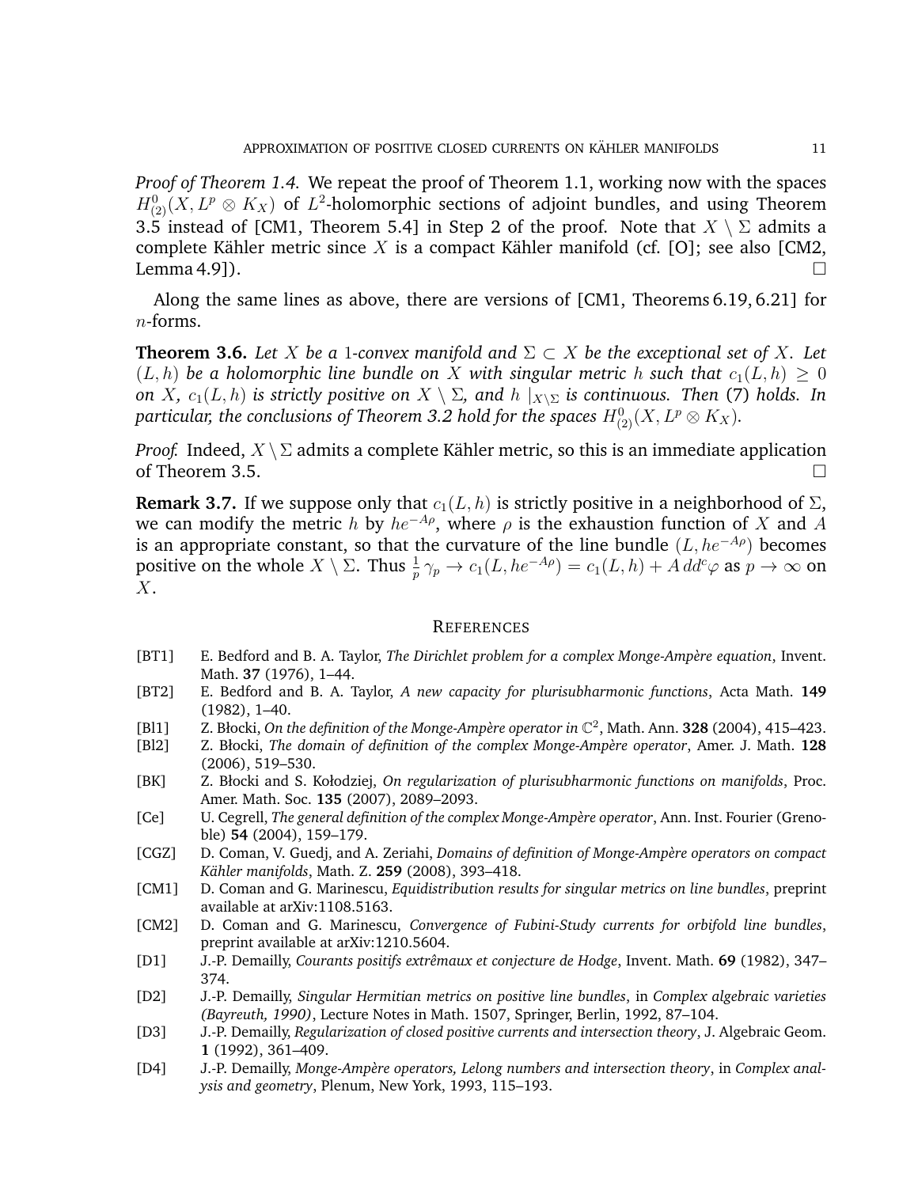*Proof of Theorem 1.4.* We repeat the proof of Theorem 1.1, working now with the spaces $H^0_{(2)}(X, L^p \otimes K_X)$ of $L^2$-holomorphic sections of adjoint bundles, and using Theorem 3.5 instead of [CM1, Theorem 5.4] in Step 2 of the proof. Note that $X \setminus \Sigma$ admits a complete Kähler metric since $X$ is a compact Kähler manifold (cf. [O]; see also [CM2, Lemma 4.9]). □

Along the same lines as above, there are versions of [CM1, Theorems 6.19, 6.21] for $n$-forms.

**Theorem 3.6.** *Let $X$ be a 1-convex manifold and $\Sigma \subset X$ be the exceptional set of $X$. Let $(L, h)$ be a holomorphic line bundle on $X$ with singular metric $h$ such that $c_1(L, h) \geq 0$ on $X$, $c_1(L, h)$ is strictly positive on $X \setminus \Sigma$, and $h \mid_{X \setminus \Sigma}$ is continuous. Then* (7) *holds. In particular, the conclusions of Theorem 3.2 hold for the spaces $H^0_{(2)}(X, L^p \otimes K_X)$.*

*Proof.* Indeed, $X \setminus \Sigma$ admits a complete Kähler metric, so this is an immediate application of Theorem 3.5. □

**Remark 3.7.** If we suppose only that $c_1(L, h)$ is strictly positive in a neighborhood of $\Sigma$, we can modify the metric $h$ by $he^{-A\rho}$, where $\rho$ is the exhaustion function of $X$ and $A$ is an appropriate constant, so that the curvature of the line bundle $(L, he^{-A\rho})$ becomes positive on the whole $X \setminus \Sigma$. Thus $\frac{1}{p}\gamma_p \to c_1(L, he^{-A\rho}) = c_1(L, h) + A\, dd^c\varphi$ as $p \to \infty$ on $X$.

## References

- [BT1] E. Bedford and B. A. Taylor, *The Dirichlet problem for a complex Monge-Ampère equation*, Invent. Math. **37** (1976), 1–44.
- [BT2] E. Bedford and B. A. Taylor, *A new capacity for plurisubharmonic functions*, Acta Math. **149** (1982), 1–40.
- [Bl1] Z. Błocki, *On the definition of the Monge-Ampère operator in $\mathbb{C}^2$*, Math. Ann. **328** (2004), 415–423.
- [Bl2] Z. Błocki, *The domain of definition of the complex Monge-Ampère operator*, Amer. J. Math. **128** (2006), 519–530.
- [BK] Z. Błocki and S. Kołodziej, *On regularization of plurisubharmonic functions on manifolds*, Proc. Amer. Math. Soc. **135** (2007), 2089–2093.
- [Ce] U. Cegrell, *The general definition of the complex Monge-Ampère operator*, Ann. Inst. Fourier (Grenoble) **54** (2004), 159–179.
- [CGZ] D. Coman, V. Guedj, and A. Zeriahi, *Domains of definition of Monge-Ampère operators on compact Kähler manifolds*, Math. Z. **259** (2008), 393–418.
- [CM1] D. Coman and G. Marinescu, *Equidistribution results for singular metrics on line bundles*, preprint available at arXiv:1108.5163.
- [CM2] D. Coman and G. Marinescu, *Convergence of Fubini-Study currents for orbifold line bundles*, preprint available at arXiv:1210.5604.
- [D1] J.-P. Demailly, *Courants positifs extrêmaux et conjecture de Hodge*, Invent. Math. **69** (1982), 347–374.
- [D2] J.-P. Demailly, *Singular Hermitian metrics on positive line bundles*, in *Complex algebraic varieties (Bayreuth, 1990)*, Lecture Notes in Math. 1507, Springer, Berlin, 1992, 87–104.
- [D3] J.-P. Demailly, *Regularization of closed positive currents and intersection theory*, J. Algebraic Geom. **1** (1992), 361–409.
- [D4] J.-P. Demailly, *Monge-Ampère operators, Lelong numbers and intersection theory*, in *Complex analysis and geometry*, Plenum, New York, 1993, 115–193.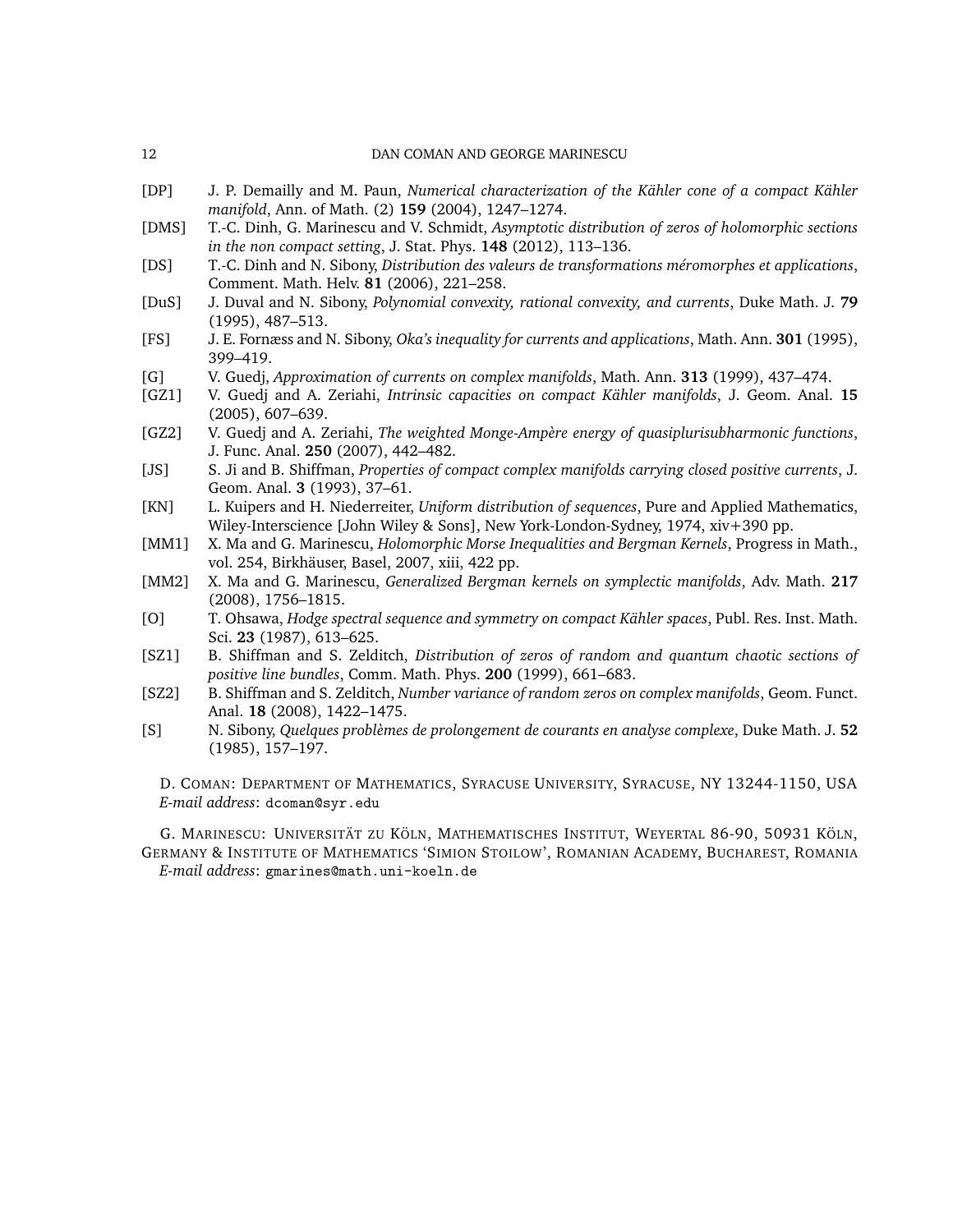[DP] J. P. Demailly and M. Paun, *Numerical characterization of the Kähler cone of a compact Kähler manifold*, Ann. of Math. (2) **159** (2004), 1247–1274.

[DMS] T.-C. Dinh, G. Marinescu and V. Schmidt, *Asymptotic distribution of zeros of holomorphic sections in the non compact setting*, J. Stat. Phys. **148** (2012), 113–136.

[DS] T.-C. Dinh and N. Sibony, *Distribution des valeurs de transformations méromorphes et applications*, Comment. Math. Helv. **81** (2006), 221–258.

[DuS] J. Duval and N. Sibony, *Polynomial convexity, rational convexity, and currents*, Duke Math. J. **79** (1995), 487–513.

[FS] J. E. Fornæss and N. Sibony, *Oka's inequality for currents and applications*, Math. Ann. **301** (1995), 399–419.

[G] V. Guedj, *Approximation of currents on complex manifolds*, Math. Ann. **313** (1999), 437–474.

[GZ1] V. Guedj and A. Zeriahi, *Intrinsic capacities on compact Kähler manifolds*, J. Geom. Anal. **15** (2005), 607–639.

[GZ2] V. Guedj and A. Zeriahi, *The weighted Monge-Ampère energy of quasiplurisubharmonic functions*, J. Func. Anal. **250** (2007), 442–482.

[JS] S. Ji and B. Shiffman, *Properties of compact complex manifolds carrying closed positive currents*, J. Geom. Anal. **3** (1993), 37–61.

[KN] L. Kuipers and H. Niederreiter, *Uniform distribution of sequences*, Pure and Applied Mathematics, Wiley-Interscience [John Wiley & Sons], New York-London-Sydney, 1974, xiv+390 pp.

[MM1] X. Ma and G. Marinescu, *Holomorphic Morse Inequalities and Bergman Kernels*, Progress in Math., vol. 254, Birkhäuser, Basel, 2007, xiii, 422 pp.

[MM2] X. Ma and G. Marinescu, *Generalized Bergman kernels on symplectic manifolds*, Adv. Math. **217** (2008), 1756–1815.

[O] T. Ohsawa, *Hodge spectral sequence and symmetry on compact Kähler spaces*, Publ. Res. Inst. Math. Sci. **23** (1987), 613–625.

[SZ1] B. Shiffman and S. Zelditch, *Distribution of zeros of random and quantum chaotic sections of positive line bundles*, Comm. Math. Phys. **200** (1999), 661–683.

[SZ2] B. Shiffman and S. Zelditch, *Number variance of random zeros on complex manifolds*, Geom. Funct. Anal. **18** (2008), 1422–1475.

[S] N. Sibony, *Quelques problèmes de prolongement de courants en analyse complexe*, Duke Math. J. **52** (1985), 157–197.

D. Coman: Department of Mathematics, Syracuse University, Syracuse, NY 13244-1150, USA
*E-mail address*: dcoman@syr.edu

G. Marinescu: Universität zu Köln, Mathematisches Institut, Weyertal 86-90, 50931 Köln, Germany & Institute of Mathematics 'Simion Stoilow', Romanian Academy, Bucharest, Romania
*E-mail address*: gmarines@math.uni-koeln.de